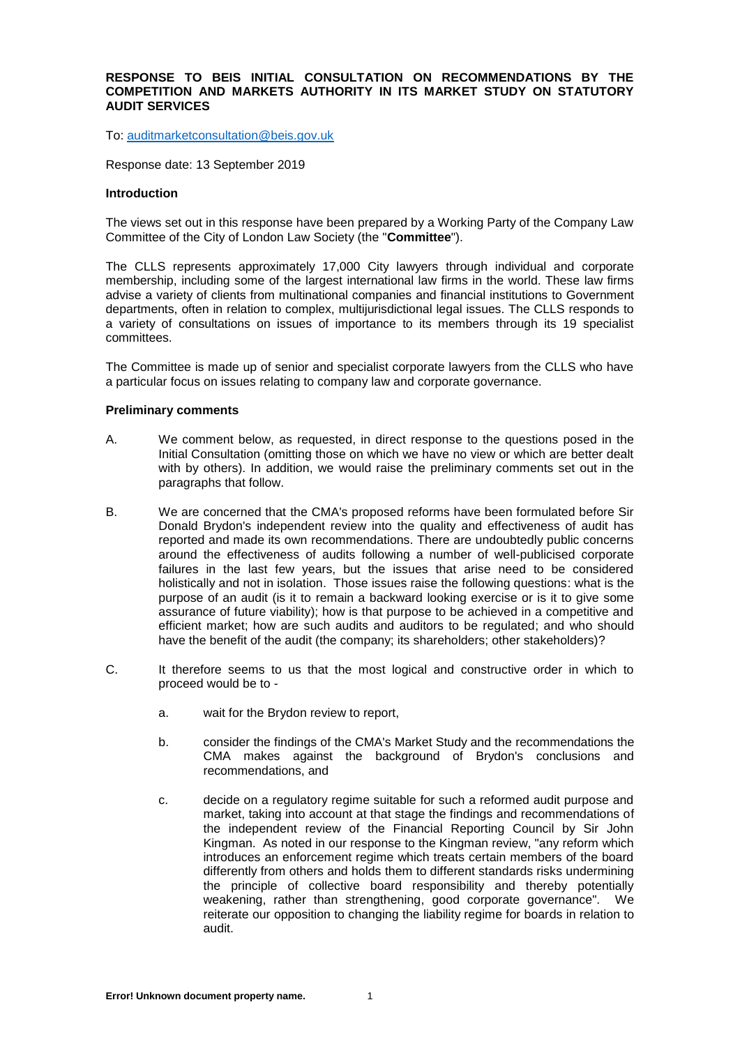**RESPONSE TO BEIS INITIAL CONSULTATION ON RECOMMENDATIONS BY THE COMPETITION AND MARKETS AUTHORITY IN ITS MARKET STUDY ON STATUTORY AUDIT SERVICES**

To: auditmarketconsultation@beis.gov.uk

Response date: 13 September 2019

**Introduction**

The views set out in this response have been prepared by a Working Party of the Company Law Committee of the City of London Law Society (the "**Committee**").

The CLLS represents approximately 17,000 City lawyers through individual and corporate membership, including some of the largest international law firms in the world. These law firms advise a variety of clients from multinational companies and financial institutions to Government departments, often in relation to complex, multijurisdictional legal issues. The CLLS responds to a variety of consultations on issues of importance to its members through its 19 specialist committees.

The Committee is made up of senior and specialist corporate lawyers from the CLLS who have a particular focus on issues relating to company law and corporate governance.

**Preliminary comments**

A. We comment below, as requested, in direct response to the questions posed in the Initial Consultation (omitting those on which we have no view or which are better dealt with by others). In addition, we would raise the preliminary comments set out in the paragraphs that follow.

B. We are concerned that the CMA's proposed reforms have been formulated before Sir Donald Brydon's independent review into the quality and effectiveness of audit has reported and made its own recommendations. There are undoubtedly public concerns around the effectiveness of audits following a number of well-publicised corporate failures in the last few years, but the issues that arise need to be considered holistically and not in isolation. Those issues raise the following questions: what is the purpose of an audit (is it to remain a backward looking exercise or is it to give some assurance of future viability); how is that purpose to be achieved in a competitive and efficient market; how are such audits and auditors to be regulated; and who should have the benefit of the audit (the company; its shareholders; other stakeholders)?

C. It therefore seems to us that the most logical and constructive order in which to proceed would be to -

   a. wait for the Brydon review to report,

   b. consider the findings of the CMA's Market Study and the recommendations the CMA makes against the background of Brydon's conclusions and recommendations, and

   c. decide on a regulatory regime suitable for such a reformed audit purpose and market, taking into account at that stage the findings and recommendations of the independent review of the Financial Reporting Council by Sir John Kingman. As noted in our response to the Kingman review, "any reform which introduces an enforcement regime which treats certain members of the board differently from others and holds them to different standards risks undermining the principle of collective board responsibility and thereby potentially weakening, rather than strengthening, good corporate governance". We reiterate our opposition to changing the liability regime for boards in relation to audit.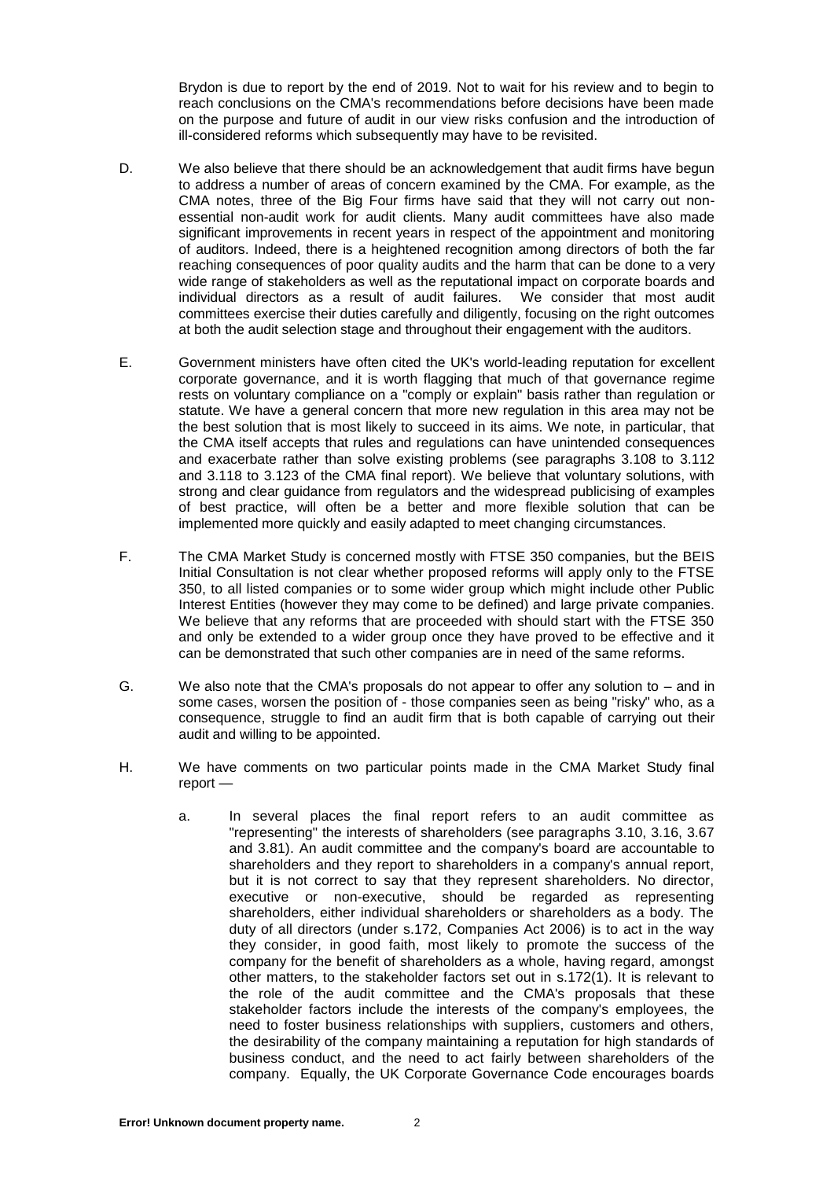Brydon is due to report by the end of 2019. Not to wait for his review and to begin to reach conclusions on the CMA's recommendations before decisions have been made on the purpose and future of audit in our view risks confusion and the introduction of ill-considered reforms which subsequently may have to be revisited.

D. We also believe that there should be an acknowledgement that audit firms have begun to address a number of areas of concern examined by the CMA. For example, as the CMA notes, three of the Big Four firms have said that they will not carry out non-essential non-audit work for audit clients. Many audit committees have also made significant improvements in recent years in respect of the appointment and monitoring of auditors. Indeed, there is a heightened recognition among directors of both the far reaching consequences of poor quality audits and the harm that can be done to a very wide range of stakeholders as well as the reputational impact on corporate boards and individual directors as a result of audit failures. We consider that most audit committees exercise their duties carefully and diligently, focusing on the right outcomes at both the audit selection stage and throughout their engagement with the auditors.

E. Government ministers have often cited the UK's world-leading reputation for excellent corporate governance, and it is worth flagging that much of that governance regime rests on voluntary compliance on a "comply or explain" basis rather than regulation or statute. We have a general concern that more new regulation in this area may not be the best solution that is most likely to succeed in its aims. We note, in particular, that the CMA itself accepts that rules and regulations can have unintended consequences and exacerbate rather than solve existing problems (see paragraphs 3.108 to 3.112 and 3.118 to 3.123 of the CMA final report). We believe that voluntary solutions, with strong and clear guidance from regulators and the widespread publicising of examples of best practice, will often be a better and more flexible solution that can be implemented more quickly and easily adapted to meet changing circumstances.

F. The CMA Market Study is concerned mostly with FTSE 350 companies, but the BEIS Initial Consultation is not clear whether proposed reforms will apply only to the FTSE 350, to all listed companies or to some wider group which might include other Public Interest Entities (however they may come to be defined) and large private companies. We believe that any reforms that are proceeded with should start with the FTSE 350 and only be extended to a wider group once they have proved to be effective and it can be demonstrated that such other companies are in need of the same reforms.

G. We also note that the CMA's proposals do not appear to offer any solution to – and in some cases, worsen the position of - those companies seen as being "risky" who, as a consequence, struggle to find an audit firm that is both capable of carrying out their audit and willing to be appointed.

H. We have comments on two particular points made in the CMA Market Study final report —

   a. In several places the final report refers to an audit committee as "representing" the interests of shareholders (see paragraphs 3.10, 3.16, 3.67 and 3.81). An audit committee and the company's board are accountable to shareholders and they report to shareholders in a company's annual report, but it is not correct to say that they represent shareholders. No director, executive or non-executive, should be regarded as representing shareholders, either individual shareholders or shareholders as a body. The duty of all directors (under s.172, Companies Act 2006) is to act in the way they consider, in good faith, most likely to promote the success of the company for the benefit of shareholders as a whole, having regard, amongst other matters, to the stakeholder factors set out in s.172(1). It is relevant to the role of the audit committee and the CMA's proposals that these stakeholder factors include the interests of the company's employees, the need to foster business relationships with suppliers, customers and others, the desirability of the company maintaining a reputation for high standards of business conduct, and the need to act fairly between shareholders of the company. Equally, the UK Corporate Governance Code encourages boards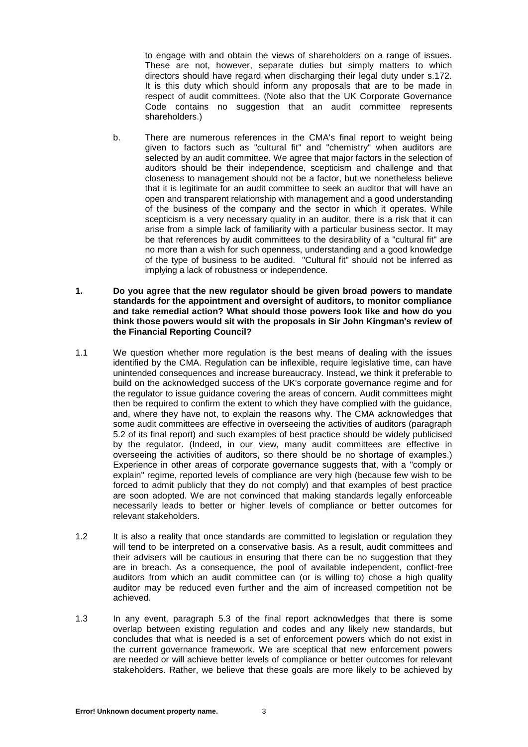to engage with and obtain the views of shareholders on a range of issues. These are not, however, separate duties but simply matters to which directors should have regard when discharging their legal duty under s.172. It is this duty which should inform any proposals that are to be made in respect of audit committees. (Note also that the UK Corporate Governance Code contains no suggestion that an audit committee represents shareholders.)

b. There are numerous references in the CMA's final report to weight being given to factors such as "cultural fit" and "chemistry" when auditors are selected by an audit committee. We agree that major factors in the selection of auditors should be their independence, scepticism and challenge and that closeness to management should not be a factor, but we nonetheless believe that it is legitimate for an audit committee to seek an auditor that will have an open and transparent relationship with management and a good understanding of the business of the company and the sector in which it operates. While scepticism is a very necessary quality in an auditor, there is a risk that it can arise from a simple lack of familiarity with a particular business sector. It may be that references by audit committees to the desirability of a "cultural fit" are no more than a wish for such openness, understanding and a good knowledge of the type of business to be audited. "Cultural fit" should not be inferred as implying a lack of robustness or independence.

**1. Do you agree that the new regulator should be given broad powers to mandate standards for the appointment and oversight of auditors, to monitor compliance and take remedial action? What should those powers look like and how do you think those powers would sit with the proposals in Sir John Kingman's review of the Financial Reporting Council?**

1.1 We question whether more regulation is the best means of dealing with the issues identified by the CMA. Regulation can be inflexible, require legislative time, can have unintended consequences and increase bureaucracy. Instead, we think it preferable to build on the acknowledged success of the UK's corporate governance regime and for the regulator to issue guidance covering the areas of concern. Audit committees might then be required to confirm the extent to which they have complied with the guidance, and, where they have not, to explain the reasons why. The CMA acknowledges that some audit committees are effective in overseeing the activities of auditors (paragraph 5.2 of its final report) and such examples of best practice should be widely publicised by the regulator. (Indeed, in our view, many audit committees are effective in overseeing the activities of auditors, so there should be no shortage of examples.) Experience in other areas of corporate governance suggests that, with a "comply or explain" regime, reported levels of compliance are very high (because few wish to be forced to admit publicly that they do not comply) and that examples of best practice are soon adopted. We are not convinced that making standards legally enforceable necessarily leads to better or higher levels of compliance or better outcomes for relevant stakeholders.

1.2 It is also a reality that once standards are committed to legislation or regulation they will tend to be interpreted on a conservative basis. As a result, audit committees and their advisers will be cautious in ensuring that there can be no suggestion that they are in breach. As a consequence, the pool of available independent, conflict-free auditors from which an audit committee can (or is willing to) chose a high quality auditor may be reduced even further and the aim of increased competition not be achieved.

1.3 In any event, paragraph 5.3 of the final report acknowledges that there is some overlap between existing regulation and codes and any likely new standards, but concludes that what is needed is a set of enforcement powers which do not exist in the current governance framework. We are sceptical that new enforcement powers are needed or will achieve better levels of compliance or better outcomes for relevant stakeholders. Rather, we believe that these goals are more likely to be achieved by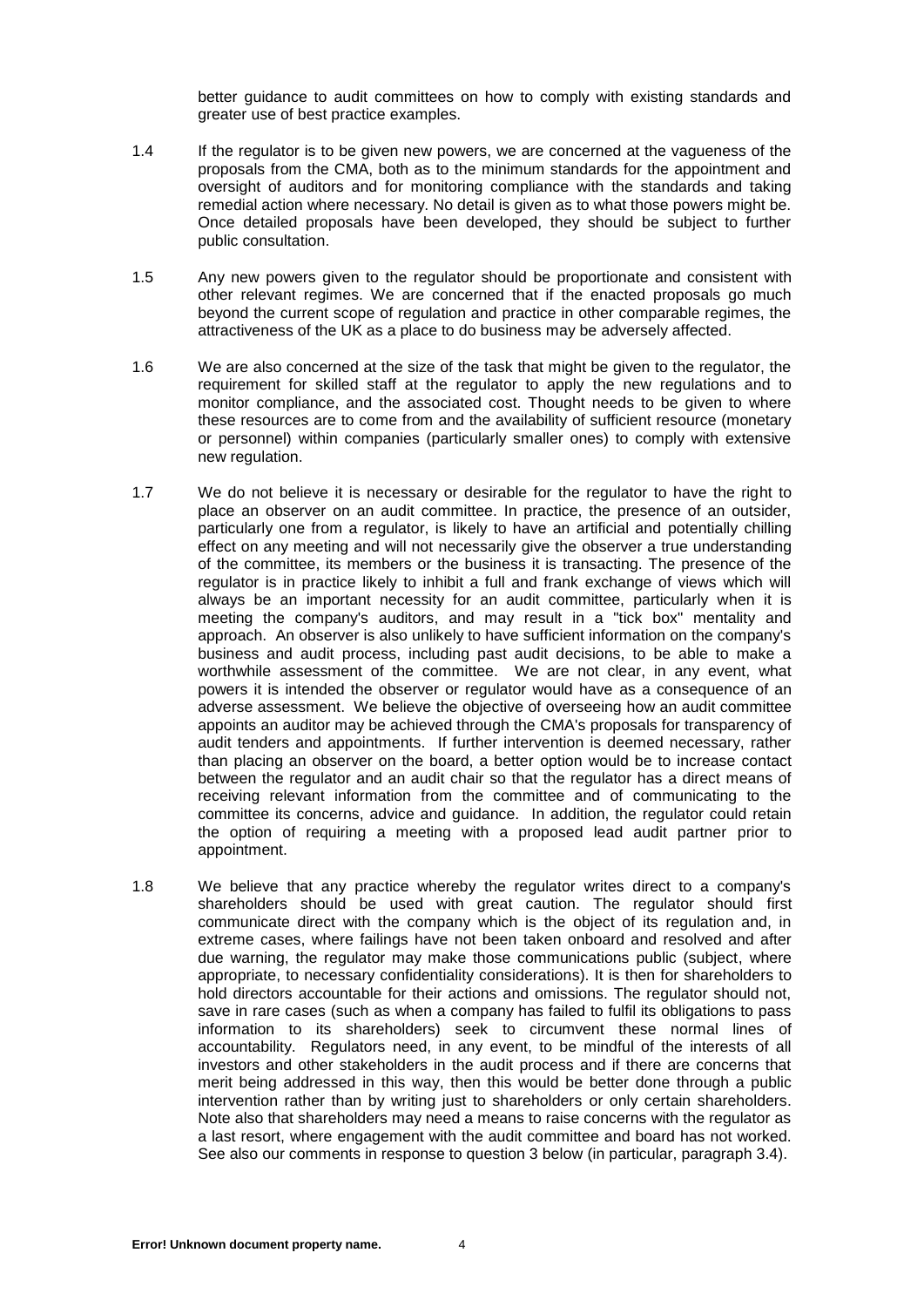better guidance to audit committees on how to comply with existing standards and greater use of best practice examples.

1.4 If the regulator is to be given new powers, we are concerned at the vagueness of the proposals from the CMA, both as to the minimum standards for the appointment and oversight of auditors and for monitoring compliance with the standards and taking remedial action where necessary. No detail is given as to what those powers might be. Once detailed proposals have been developed, they should be subject to further public consultation.

1.5 Any new powers given to the regulator should be proportionate and consistent with other relevant regimes. We are concerned that if the enacted proposals go much beyond the current scope of regulation and practice in other comparable regimes, the attractiveness of the UK as a place to do business may be adversely affected.

1.6 We are also concerned at the size of the task that might be given to the regulator, the requirement for skilled staff at the regulator to apply the new regulations and to monitor compliance, and the associated cost. Thought needs to be given to where these resources are to come from and the availability of sufficient resource (monetary or personnel) within companies (particularly smaller ones) to comply with extensive new regulation.

1.7 We do not believe it is necessary or desirable for the regulator to have the right to place an observer on an audit committee. In practice, the presence of an outsider, particularly one from a regulator, is likely to have an artificial and potentially chilling effect on any meeting and will not necessarily give the observer a true understanding of the committee, its members or the business it is transacting. The presence of the regulator is in practice likely to inhibit a full and frank exchange of views which will always be an important necessity for an audit committee, particularly when it is meeting the company's auditors, and may result in a "tick box" mentality and approach. An observer is also unlikely to have sufficient information on the company's business and audit process, including past audit decisions, to be able to make a worthwhile assessment of the committee. We are not clear, in any event, what powers it is intended the observer or regulator would have as a consequence of an adverse assessment. We believe the objective of overseeing how an audit committee appoints an auditor may be achieved through the CMA's proposals for transparency of audit tenders and appointments. If further intervention is deemed necessary, rather than placing an observer on the board, a better option would be to increase contact between the regulator and an audit chair so that the regulator has a direct means of receiving relevant information from the committee and of communicating to the committee its concerns, advice and guidance. In addition, the regulator could retain the option of requiring a meeting with a proposed lead audit partner prior to appointment.

1.8 We believe that any practice whereby the regulator writes direct to a company's shareholders should be used with great caution. The regulator should first communicate direct with the company which is the object of its regulation and, in extreme cases, where failings have not been taken onboard and resolved and after due warning, the regulator may make those communications public (subject, where appropriate, to necessary confidentiality considerations). It is then for shareholders to hold directors accountable for their actions and omissions. The regulator should not, save in rare cases (such as when a company has failed to fulfil its obligations to pass information to its shareholders) seek to circumvent these normal lines of accountability. Regulators need, in any event, to be mindful of the interests of all investors and other stakeholders in the audit process and if there are concerns that merit being addressed in this way, then this would be better done through a public intervention rather than by writing just to shareholders or only certain shareholders. Note also that shareholders may need a means to raise concerns with the regulator as a last resort, where engagement with the audit committee and board has not worked. See also our comments in response to question 3 below (in particular, paragraph 3.4).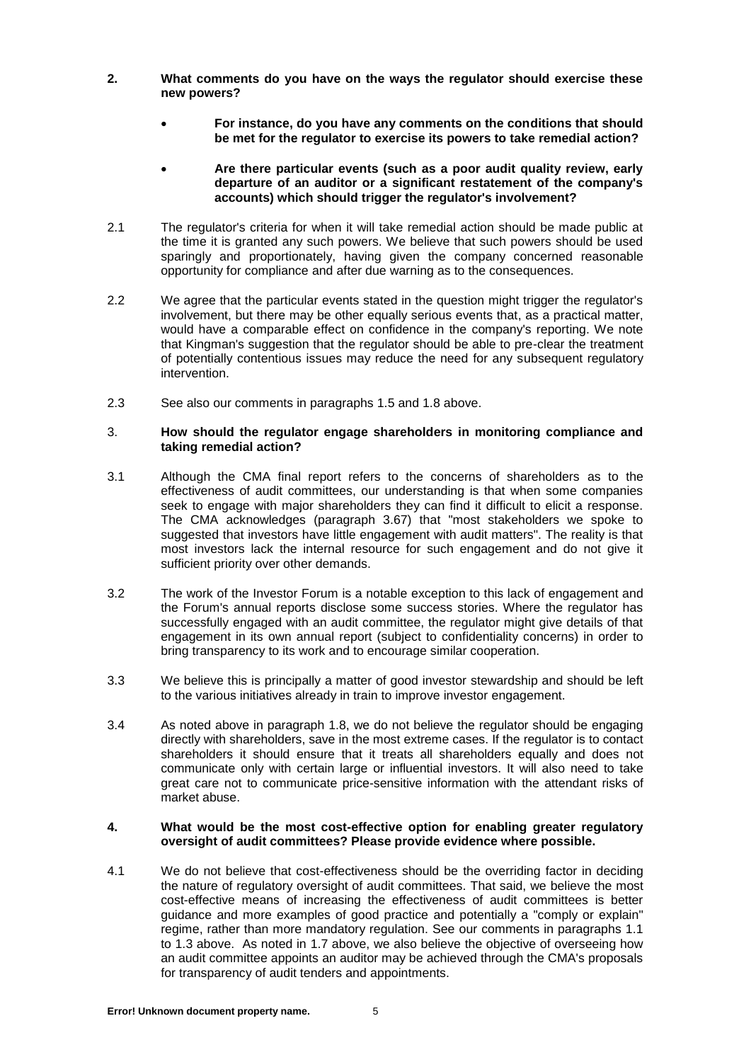**2. What comments do you have on the ways the regulator should exercise these new powers?**

- **For instance, do you have any comments on the conditions that should be met for the regulator to exercise its powers to take remedial action?**
- **Are there particular events (such as a poor audit quality review, early departure of an auditor or a significant restatement of the company's accounts) which should trigger the regulator's involvement?**

2.1 The regulator's criteria for when it will take remedial action should be made public at the time it is granted any such powers. We believe that such powers should be used sparingly and proportionately, having given the company concerned reasonable opportunity for compliance and after due warning as to the consequences.

2.2 We agree that the particular events stated in the question might trigger the regulator's involvement, but there may be other equally serious events that, as a practical matter, would have a comparable effect on confidence in the company's reporting. We note that Kingman's suggestion that the regulator should be able to pre-clear the treatment of potentially contentious issues may reduce the need for any subsequent regulatory intervention.

2.3 See also our comments in paragraphs 1.5 and 1.8 above.

3. **How should the regulator engage shareholders in monitoring compliance and taking remedial action?**

3.1 Although the CMA final report refers to the concerns of shareholders as to the effectiveness of audit committees, our understanding is that when some companies seek to engage with major shareholders they can find it difficult to elicit a response. The CMA acknowledges (paragraph 3.67) that "most stakeholders we spoke to suggested that investors have little engagement with audit matters". The reality is that most investors lack the internal resource for such engagement and do not give it sufficient priority over other demands.

3.2 The work of the Investor Forum is a notable exception to this lack of engagement and the Forum's annual reports disclose some success stories. Where the regulator has successfully engaged with an audit committee, the regulator might give details of that engagement in its own annual report (subject to confidentiality concerns) in order to bring transparency to its work and to encourage similar cooperation.

3.3 We believe this is principally a matter of good investor stewardship and should be left to the various initiatives already in train to improve investor engagement.

3.4 As noted above in paragraph 1.8, we do not believe the regulator should be engaging directly with shareholders, save in the most extreme cases. If the regulator is to contact shareholders it should ensure that it treats all shareholders equally and does not communicate only with certain large or influential investors. It will also need to take great care not to communicate price-sensitive information with the attendant risks of market abuse.

**4. What would be the most cost-effective option for enabling greater regulatory oversight of audit committees? Please provide evidence where possible.**

4.1 We do not believe that cost-effectiveness should be the overriding factor in deciding the nature of regulatory oversight of audit committees. That said, we believe the most cost-effective means of increasing the effectiveness of audit committees is better guidance and more examples of good practice and potentially a "comply or explain" regime, rather than more mandatory regulation. See our comments in paragraphs 1.1 to 1.3 above. As noted in 1.7 above, we also believe the objective of overseeing how an audit committee appoints an auditor may be achieved through the CMA's proposals for transparency of audit tenders and appointments.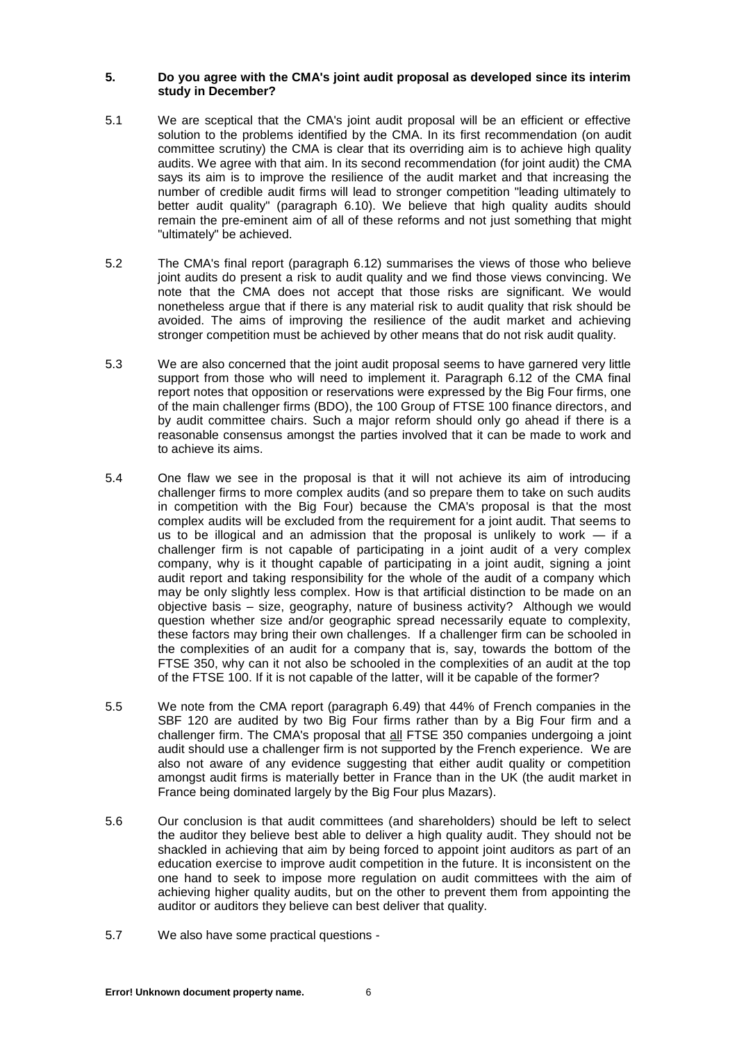**5. Do you agree with the CMA's joint audit proposal as developed since its interim study in December?**

5.1 We are sceptical that the CMA's joint audit proposal will be an efficient or effective solution to the problems identified by the CMA. In its first recommendation (on audit committee scrutiny) the CMA is clear that its overriding aim is to achieve high quality audits. We agree with that aim. In its second recommendation (for joint audit) the CMA says its aim is to improve the resilience of the audit market and that increasing the number of credible audit firms will lead to stronger competition "leading ultimately to better audit quality" (paragraph 6.10). We believe that high quality audits should remain the pre-eminent aim of all of these reforms and not just something that might "ultimately" be achieved.

5.2 The CMA's final report (paragraph 6.12) summarises the views of those who believe joint audits do present a risk to audit quality and we find those views convincing. We note that the CMA does not accept that those risks are significant. We would nonetheless argue that if there is any material risk to audit quality that risk should be avoided. The aims of improving the resilience of the audit market and achieving stronger competition must be achieved by other means that do not risk audit quality.

5.3 We are also concerned that the joint audit proposal seems to have garnered very little support from those who will need to implement it. Paragraph 6.12 of the CMA final report notes that opposition or reservations were expressed by the Big Four firms, one of the main challenger firms (BDO), the 100 Group of FTSE 100 finance directors, and by audit committee chairs. Such a major reform should only go ahead if there is a reasonable consensus amongst the parties involved that it can be made to work and to achieve its aims.

5.4 One flaw we see in the proposal is that it will not achieve its aim of introducing challenger firms to more complex audits (and so prepare them to take on such audits in competition with the Big Four) because the CMA's proposal is that the most complex audits will be excluded from the requirement for a joint audit. That seems to us to be illogical and an admission that the proposal is unlikely to work — if a challenger firm is not capable of participating in a joint audit of a very complex company, why is it thought capable of participating in a joint audit, signing a joint audit report and taking responsibility for the whole of the audit of a company which may be only slightly less complex. How is that artificial distinction to be made on an objective basis – size, geography, nature of business activity? Although we would question whether size and/or geographic spread necessarily equate to complexity, these factors may bring their own challenges. If a challenger firm can be schooled in the complexities of an audit for a company that is, say, towards the bottom of the FTSE 350, why can it not also be schooled in the complexities of an audit at the top of the FTSE 100. If it is not capable of the latter, will it be capable of the former?

5.5 We note from the CMA report (paragraph 6.49) that 44% of French companies in the SBF 120 are audited by two Big Four firms rather than by a Big Four firm and a challenger firm. The CMA's proposal that <u>all</u> FTSE 350 companies undergoing a joint audit should use a challenger firm is not supported by the French experience. We are also not aware of any evidence suggesting that either audit quality or competition amongst audit firms is materially better in France than in the UK (the audit market in France being dominated largely by the Big Four plus Mazars).

5.6 Our conclusion is that audit committees (and shareholders) should be left to select the auditor they believe best able to deliver a high quality audit. They should not be shackled in achieving that aim by being forced to appoint joint auditors as part of an education exercise to improve audit competition in the future. It is inconsistent on the one hand to seek to impose more regulation on audit committees with the aim of achieving higher quality audits, but on the other to prevent them from appointing the auditor or auditors they believe can best deliver that quality.

5.7 We also have some practical questions -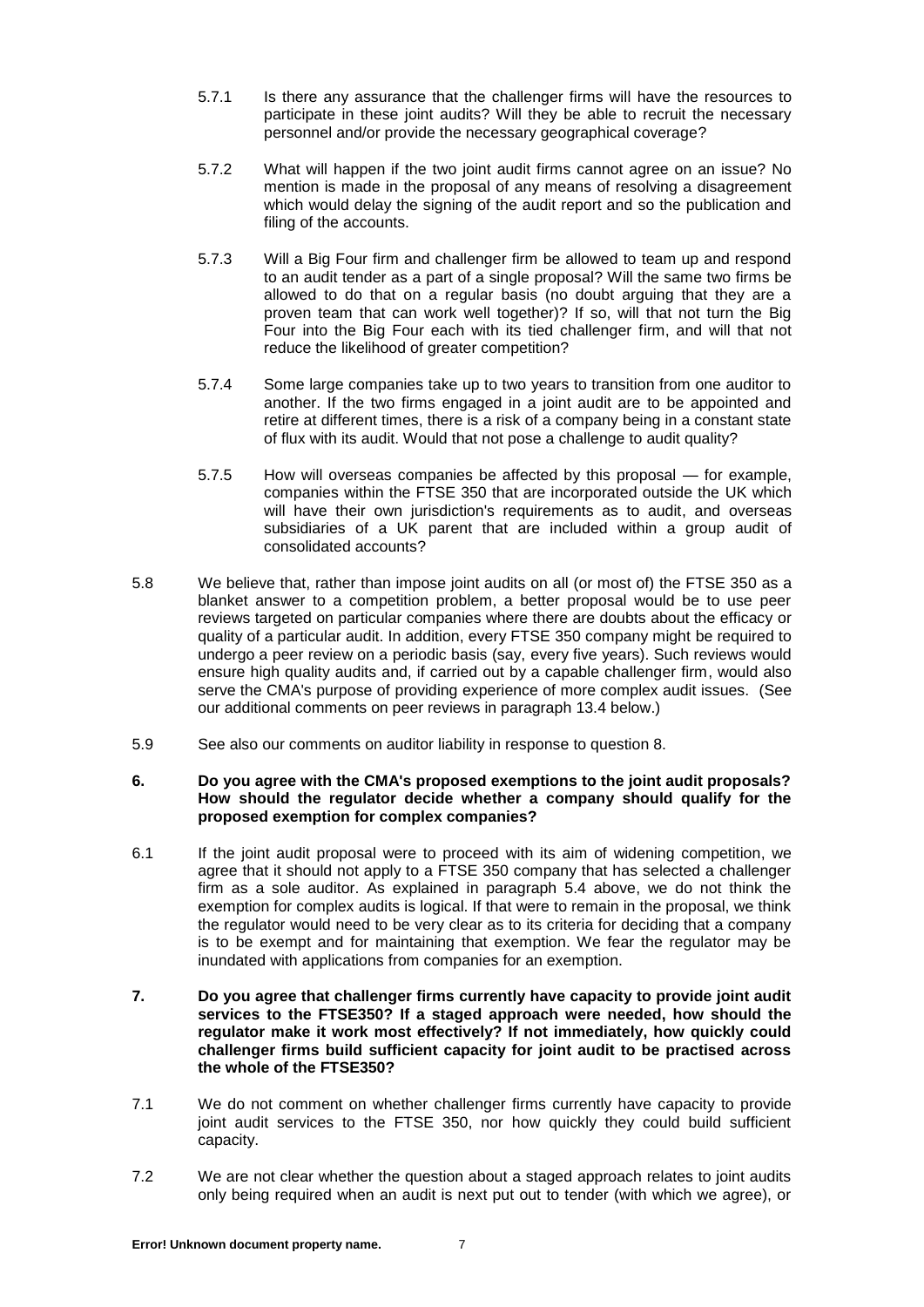5.7.1 Is there any assurance that the challenger firms will have the resources to participate in these joint audits? Will they be able to recruit the necessary personnel and/or provide the necessary geographical coverage?

5.7.2 What will happen if the two joint audit firms cannot agree on an issue? No mention is made in the proposal of any means of resolving a disagreement which would delay the signing of the audit report and so the publication and filing of the accounts.

5.7.3 Will a Big Four firm and challenger firm be allowed to team up and respond to an audit tender as a part of a single proposal? Will the same two firms be allowed to do that on a regular basis (no doubt arguing that they are a proven team that can work well together)? If so, will that not turn the Big Four into the Big Four each with its tied challenger firm, and will that not reduce the likelihood of greater competition?

5.7.4 Some large companies take up to two years to transition from one auditor to another. If the two firms engaged in a joint audit are to be appointed and retire at different times, there is a risk of a company being in a constant state of flux with its audit. Would that not pose a challenge to audit quality?

5.7.5 How will overseas companies be affected by this proposal — for example, companies within the FTSE 350 that are incorporated outside the UK which will have their own jurisdiction's requirements as to audit, and overseas subsidiaries of a UK parent that are included within a group audit of consolidated accounts?

5.8 We believe that, rather than impose joint audits on all (or most of) the FTSE 350 as a blanket answer to a competition problem, a better proposal would be to use peer reviews targeted on particular companies where there are doubts about the efficacy or quality of a particular audit. In addition, every FTSE 350 company might be required to undergo a peer review on a periodic basis (say, every five years). Such reviews would ensure high quality audits and, if carried out by a capable challenger firm, would also serve the CMA's purpose of providing experience of more complex audit issues. (See our additional comments on peer reviews in paragraph 13.4 below.)

5.9 See also our comments on auditor liability in response to question 8.

**6. Do you agree with the CMA's proposed exemptions to the joint audit proposals? How should the regulator decide whether a company should qualify for the proposed exemption for complex companies?**

6.1 If the joint audit proposal were to proceed with its aim of widening competition, we agree that it should not apply to a FTSE 350 company that has selected a challenger firm as a sole auditor. As explained in paragraph 5.4 above, we do not think the exemption for complex audits is logical. If that were to remain in the proposal, we think the regulator would need to be very clear as to its criteria for deciding that a company is to be exempt and for maintaining that exemption. We fear the regulator may be inundated with applications from companies for an exemption.

**7. Do you agree that challenger firms currently have capacity to provide joint audit services to the FTSE350? If a staged approach were needed, how should the regulator make it work most effectively? If not immediately, how quickly could challenger firms build sufficient capacity for joint audit to be practised across the whole of the FTSE350?**

7.1 We do not comment on whether challenger firms currently have capacity to provide joint audit services to the FTSE 350, nor how quickly they could build sufficient capacity.

7.2 We are not clear whether the question about a staged approach relates to joint audits only being required when an audit is next put out to tender (with which we agree), or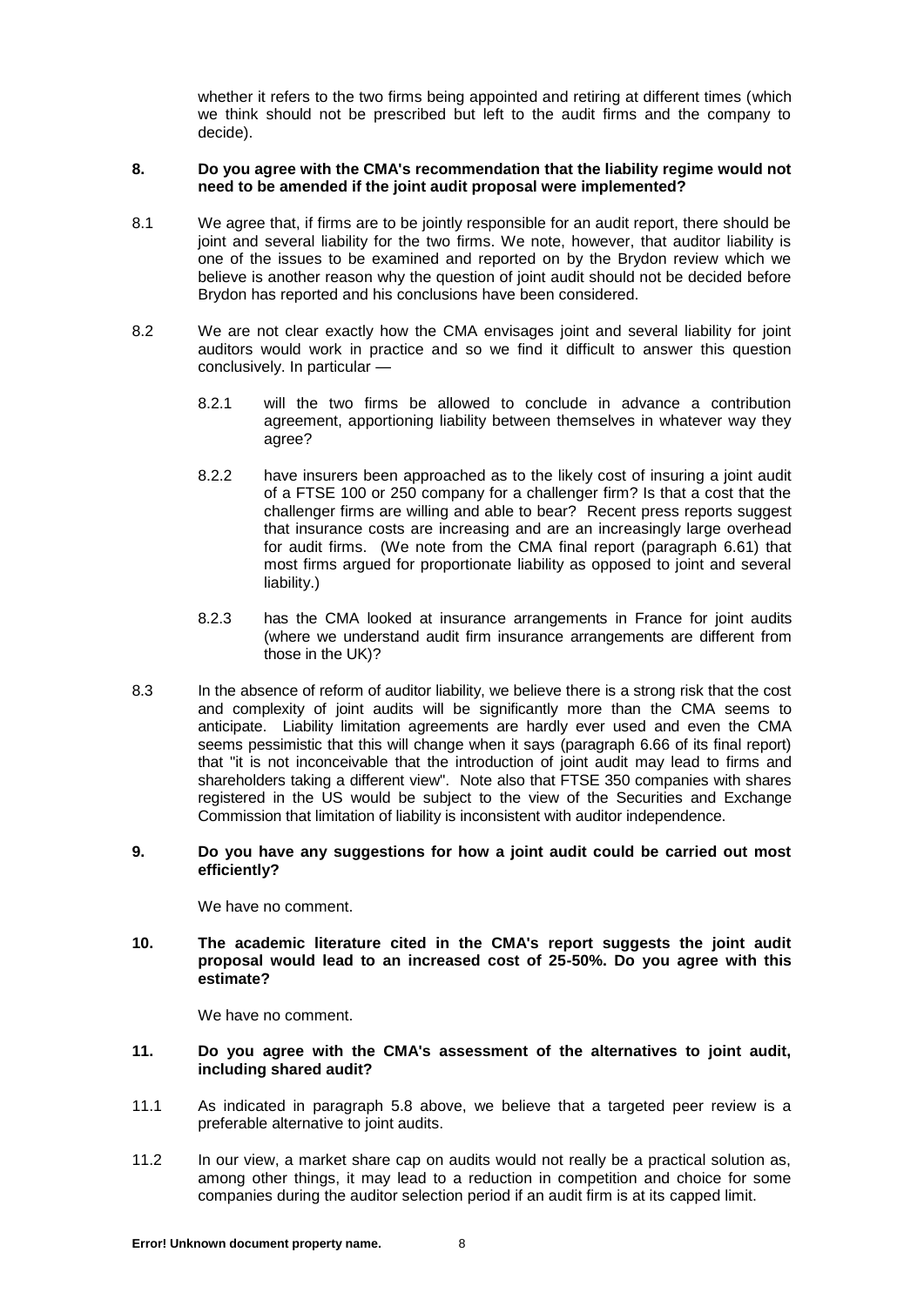whether it refers to the two firms being appointed and retiring at different times (which we think should not be prescribed but left to the audit firms and the company to decide).

**8. Do you agree with the CMA's recommendation that the liability regime would not need to be amended if the joint audit proposal were implemented?**

8.1 We agree that, if firms are to be jointly responsible for an audit report, there should be joint and several liability for the two firms. We note, however, that auditor liability is one of the issues to be examined and reported on by the Brydon review which we believe is another reason why the question of joint audit should not be decided before Brydon has reported and his conclusions have been considered.

8.2 We are not clear exactly how the CMA envisages joint and several liability for joint auditors would work in practice and so we find it difficult to answer this question conclusively. In particular —

8.2.1 will the two firms be allowed to conclude in advance a contribution agreement, apportioning liability between themselves in whatever way they agree?

8.2.2 have insurers been approached as to the likely cost of insuring a joint audit of a FTSE 100 or 250 company for a challenger firm? Is that a cost that the challenger firms are willing and able to bear? Recent press reports suggest that insurance costs are increasing and are an increasingly large overhead for audit firms. (We note from the CMA final report (paragraph 6.61) that most firms argued for proportionate liability as opposed to joint and several liability.)

8.2.3 has the CMA looked at insurance arrangements in France for joint audits (where we understand audit firm insurance arrangements are different from those in the UK)?

8.3 In the absence of reform of auditor liability, we believe there is a strong risk that the cost and complexity of joint audits will be significantly more than the CMA seems to anticipate. Liability limitation agreements are hardly ever used and even the CMA seems pessimistic that this will change when it says (paragraph 6.66 of its final report) that "it is not inconceivable that the introduction of joint audit may lead to firms and shareholders taking a different view". Note also that FTSE 350 companies with shares registered in the US would be subject to the view of the Securities and Exchange Commission that limitation of liability is inconsistent with auditor independence.

**9. Do you have any suggestions for how a joint audit could be carried out most efficiently?**

We have no comment.

**10. The academic literature cited in the CMA's report suggests the joint audit proposal would lead to an increased cost of 25-50%. Do you agree with this estimate?**

We have no comment.

**11. Do you agree with the CMA's assessment of the alternatives to joint audit, including shared audit?**

11.1 As indicated in paragraph 5.8 above, we believe that a targeted peer review is a preferable alternative to joint audits.

11.2 In our view, a market share cap on audits would not really be a practical solution as, among other things, it may lead to a reduction in competition and choice for some companies during the auditor selection period if an audit firm is at its capped limit.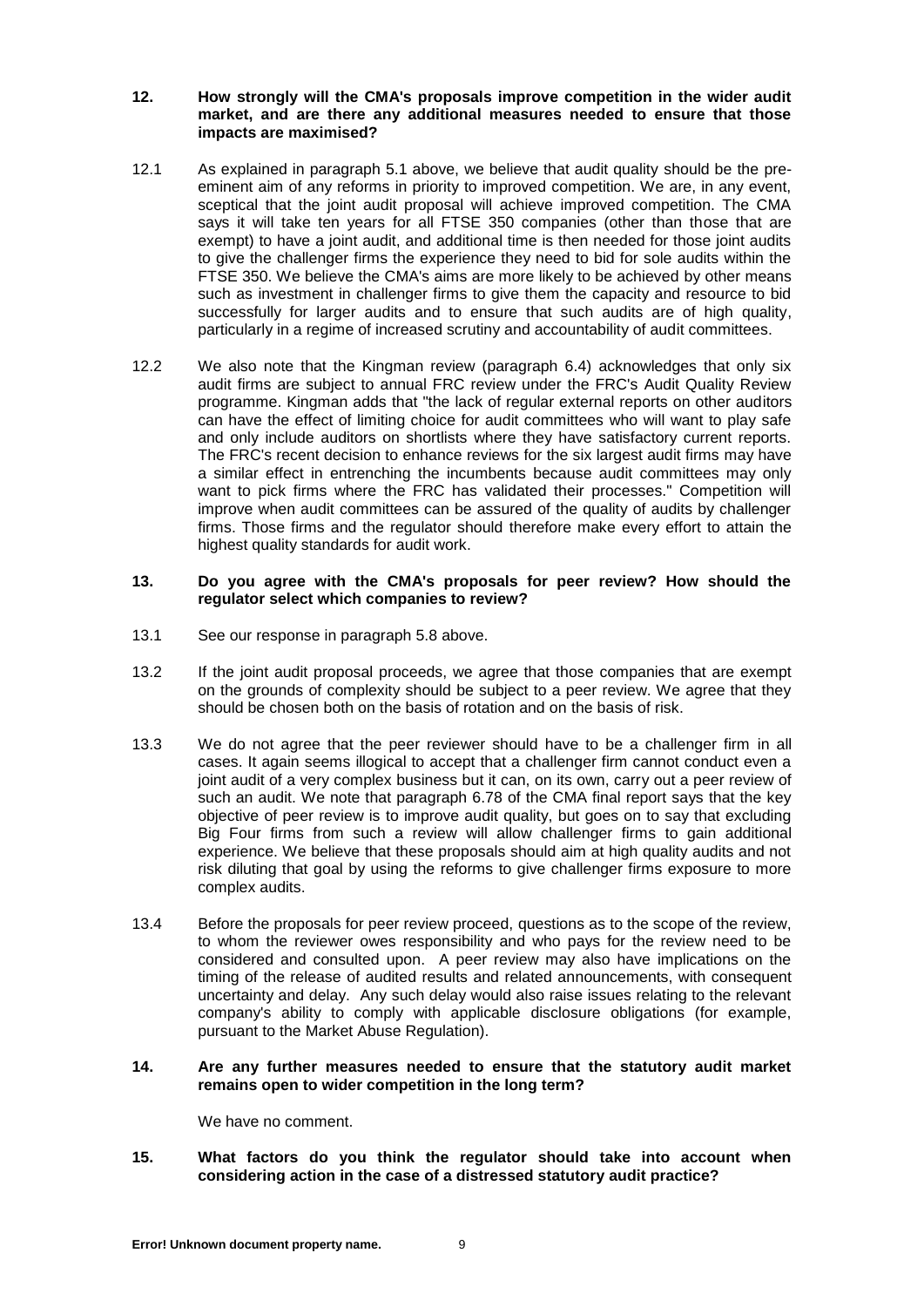**12. How strongly will the CMA's proposals improve competition in the wider audit market, and are there any additional measures needed to ensure that those impacts are maximised?**

12.1 As explained in paragraph 5.1 above, we believe that audit quality should be the pre-eminent aim of any reforms in priority to improved competition. We are, in any event, sceptical that the joint audit proposal will achieve improved competition. The CMA says it will take ten years for all FTSE 350 companies (other than those that are exempt) to have a joint audit, and additional time is then needed for those joint audits to give the challenger firms the experience they need to bid for sole audits within the FTSE 350. We believe the CMA's aims are more likely to be achieved by other means such as investment in challenger firms to give them the capacity and resource to bid successfully for larger audits and to ensure that such audits are of high quality, particularly in a regime of increased scrutiny and accountability of audit committees.

12.2 We also note that the Kingman review (paragraph 6.4) acknowledges that only six audit firms are subject to annual FRC review under the FRC's Audit Quality Review programme. Kingman adds that "the lack of regular external reports on other auditors can have the effect of limiting choice for audit committees who will want to play safe and only include auditors on shortlists where they have satisfactory current reports. The FRC's recent decision to enhance reviews for the six largest audit firms may have a similar effect in entrenching the incumbents because audit committees may only want to pick firms where the FRC has validated their processes." Competition will improve when audit committees can be assured of the quality of audits by challenger firms. Those firms and the regulator should therefore make every effort to attain the highest quality standards for audit work.

**13. Do you agree with the CMA's proposals for peer review? How should the regulator select which companies to review?**

13.1 See our response in paragraph 5.8 above.

13.2 If the joint audit proposal proceeds, we agree that those companies that are exempt on the grounds of complexity should be subject to a peer review. We agree that they should be chosen both on the basis of rotation and on the basis of risk.

13.3 We do not agree that the peer reviewer should have to be a challenger firm in all cases. It again seems illogical to accept that a challenger firm cannot conduct even a joint audit of a very complex business but it can, on its own, carry out a peer review of such an audit. We note that paragraph 6.78 of the CMA final report says that the key objective of peer review is to improve audit quality, but goes on to say that excluding Big Four firms from such a review will allow challenger firms to gain additional experience. We believe that these proposals should aim at high quality audits and not risk diluting that goal by using the reforms to give challenger firms exposure to more complex audits.

13.4 Before the proposals for peer review proceed, questions as to the scope of the review, to whom the reviewer owes responsibility and who pays for the review need to be considered and consulted upon. A peer review may also have implications on the timing of the release of audited results and related announcements, with consequent uncertainty and delay. Any such delay would also raise issues relating to the relevant company's ability to comply with applicable disclosure obligations (for example, pursuant to the Market Abuse Regulation).

**14. Are any further measures needed to ensure that the statutory audit market remains open to wider competition in the long term?**

We have no comment.

**15. What factors do you think the regulator should take into account when considering action in the case of a distressed statutory audit practice?**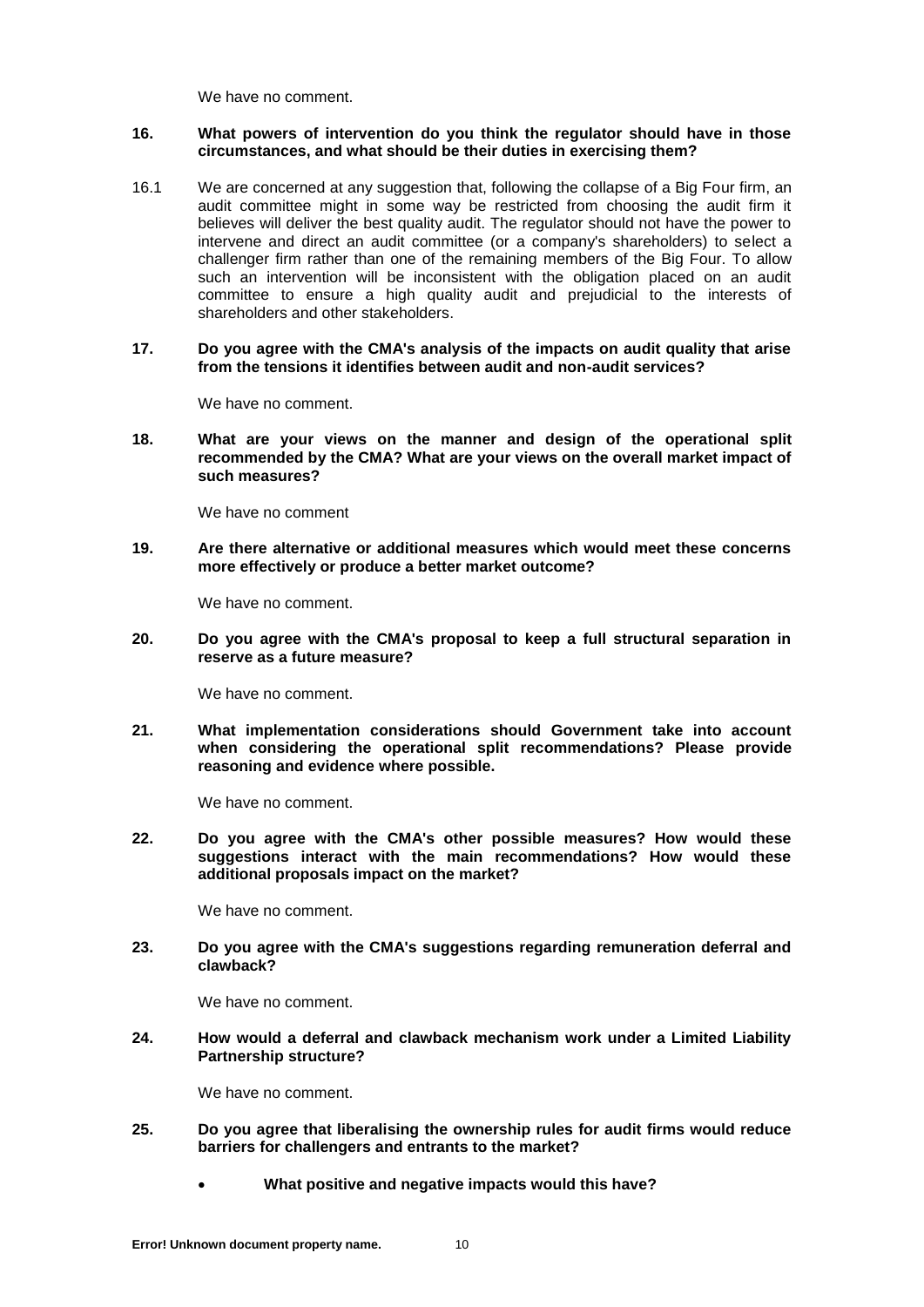We have no comment.

**16. What powers of intervention do you think the regulator should have in those circumstances, and what should be their duties in exercising them?**

16.1 We are concerned at any suggestion that, following the collapse of a Big Four firm, an audit committee might in some way be restricted from choosing the audit firm it believes will deliver the best quality audit. The regulator should not have the power to intervene and direct an audit committee (or a company's shareholders) to select a challenger firm rather than one of the remaining members of the Big Four. To allow such an intervention will be inconsistent with the obligation placed on an audit committee to ensure a high quality audit and prejudicial to the interests of shareholders and other stakeholders.

**17. Do you agree with the CMA's analysis of the impacts on audit quality that arise from the tensions it identifies between audit and non-audit services?**

We have no comment.

**18. What are your views on the manner and design of the operational split recommended by the CMA? What are your views on the overall market impact of such measures?**

We have no comment

**19. Are there alternative or additional measures which would meet these concerns more effectively or produce a better market outcome?**

We have no comment.

**20. Do you agree with the CMA's proposal to keep a full structural separation in reserve as a future measure?**

We have no comment.

**21. What implementation considerations should Government take into account when considering the operational split recommendations? Please provide reasoning and evidence where possible.**

We have no comment.

**22. Do you agree with the CMA's other possible measures? How would these suggestions interact with the main recommendations? How would these additional proposals impact on the market?**

We have no comment.

**23. Do you agree with the CMA's suggestions regarding remuneration deferral and clawback?**

We have no comment.

**24. How would a deferral and clawback mechanism work under a Limited Liability Partnership structure?**

We have no comment.

**25. Do you agree that liberalising the ownership rules for audit firms would reduce barriers for challengers and entrants to the market?**

- **What positive and negative impacts would this have?**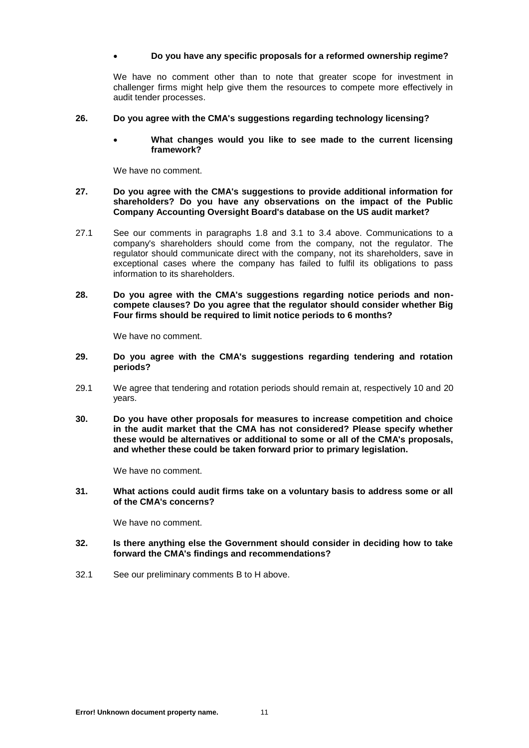- **Do you have any specific proposals for a reformed ownership regime?**

We have no comment other than to note that greater scope for investment in challenger firms might help give them the resources to compete more effectively in audit tender processes.

**26. Do you agree with the CMA's suggestions regarding technology licensing?**

- **What changes would you like to see made to the current licensing framework?**

We have no comment.

**27. Do you agree with the CMA's suggestions to provide additional information for shareholders? Do you have any observations on the impact of the Public Company Accounting Oversight Board's database on the US audit market?**

27.1 See our comments in paragraphs 1.8 and 3.1 to 3.4 above. Communications to a company's shareholders should come from the company, not the regulator. The regulator should communicate direct with the company, not its shareholders, save in exceptional cases where the company has failed to fulfil its obligations to pass information to its shareholders.

**28. Do you agree with the CMA's suggestions regarding notice periods and non-compete clauses? Do you agree that the regulator should consider whether Big Four firms should be required to limit notice periods to 6 months?**

We have no comment.

**29. Do you agree with the CMA's suggestions regarding tendering and rotation periods?**

29.1 We agree that tendering and rotation periods should remain at, respectively 10 and 20 years.

**30. Do you have other proposals for measures to increase competition and choice in the audit market that the CMA has not considered? Please specify whether these would be alternatives or additional to some or all of the CMA's proposals, and whether these could be taken forward prior to primary legislation.**

We have no comment.

**31. What actions could audit firms take on a voluntary basis to address some or all of the CMA's concerns?**

We have no comment.

**32. Is there anything else the Government should consider in deciding how to take forward the CMA's findings and recommendations?**

32.1 See our preliminary comments B to H above.